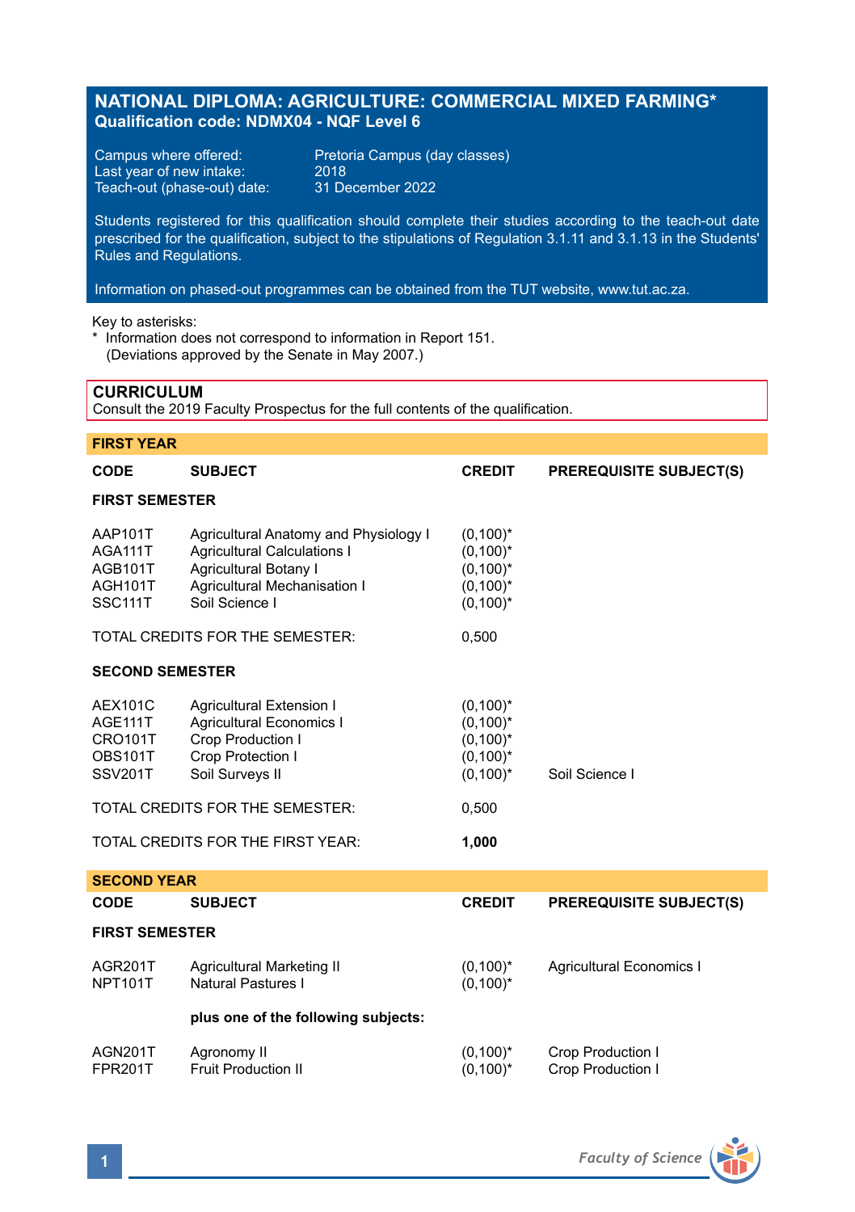# NATIONAL DIPLOMA: AGRICULTURE: COMMERCIAL MIXED FARMING*

**Qualification code: NDMX04 - NQF Level 6**

Campus where offered: Pretoria Campus (day classes)
Last year of new intake: 2018
Teach-out (phase-out) date: 31 December 2022

Students registered for this qualification should complete their studies according to the teach-out date prescribed for the qualification, subject to the stipulations of Regulation 3.1.11 and 3.1.13 in the Students' Rules and Regulations.

Information on phased-out programmes can be obtained from the TUT website, www.tut.ac.za.

Key to asterisks:
* Information does not correspond to information in Report 151.
  (Deviations approved by the Senate in May 2007.)

## CURRICULUM

Consult the 2019 Faculty Prospectus for the full contents of the qualification.

### FIRST YEAR

| CODE | SUBJECT | CREDIT | PREREQUISITE SUBJECT(S) |
|---|---|---|---|
| **FIRST SEMESTER** | | | |
| AAP101T | Agricultural Anatomy and Physiology I | (0,100)* | |
| AGA111T | Agricultural Calculations I | (0,100)* | |
| AGB101T | Agricultural Botany I | (0,100)* | |
| AGH101T | Agricultural Mechanisation I | (0,100)* | |
| SSC111T | Soil Science I | (0,100)* | |
| TOTAL CREDITS FOR THE SEMESTER: | | 0,500 | |
| **SECOND SEMESTER** | | | |
| AEX101C | Agricultural Extension I | (0,100)* | |
| AGE111T | Agricultural Economics I | (0,100)* | |
| CRO101T | Crop Production I | (0,100)* | |
| OBS101T | Crop Protection I | (0,100)* | |
| SSV201T | Soil Surveys II | (0,100)* | Soil Science I |
| TOTAL CREDITS FOR THE SEMESTER: | | 0,500 | |
| TOTAL CREDITS FOR THE FIRST YEAR: | | **1,000** | |

### SECOND YEAR

| CODE | SUBJECT | CREDIT | PREREQUISITE SUBJECT(S) |
|---|---|---|---|
| **FIRST SEMESTER** | | | |
| AGR201T | Agricultural Marketing II | (0,100)* | Agricultural Economics I |
| NPT101T | Natural Pastures I | (0,100)* | |
| | **plus one of the following subjects:** | | |
| AGN201T | Agronomy II | (0,100)* | Crop Production I |
| FPR201T | Fruit Production II | (0,100)* | Crop Production I |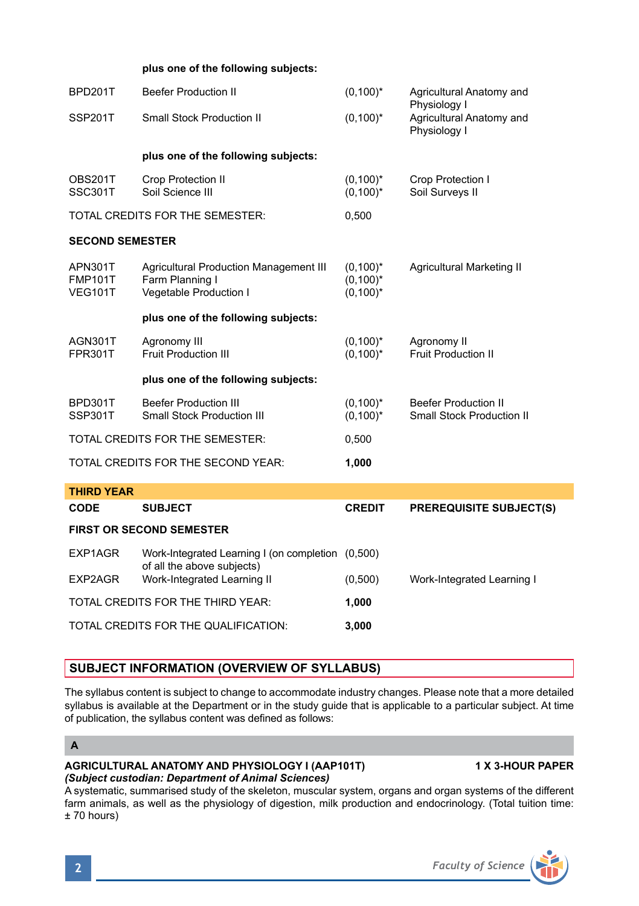| | plus one of the following subjects: | | |
|---|---|---|---|
| BPD201T | Beefer Production II | (0,100)* | Agricultural Anatomy and Physiology I |
| SSP201T | Small Stock Production II | (0,100)* | Agricultural Anatomy and Physiology I |
| | **plus one of the following subjects:** | | |
| OBS201T | Crop Protection II | (0,100)* | Crop Protection I |
| SSC301T | Soil Science III | (0,100)* | Soil Surveys II |
| TOTAL CREDITS FOR THE SEMESTER: | | 0,500 | |
| **SECOND SEMESTER** | | | |
| APN301T | Agricultural Production Management III | (0,100)* | Agricultural Marketing II |
| FMP101T | Farm Planning I | (0,100)* | |
| VEG101T | Vegetable Production I | (0,100)* | |
| | **plus one of the following subjects:** | | |
| AGN301T | Agronomy III | (0,100)* | Agronomy II |
| FPR301T | Fruit Production III | (0,100)* | Fruit Production II |
| | **plus one of the following subjects:** | | |
| BPD301T | Beefer Production III | (0,100)* | Beefer Production II |
| SSP301T | Small Stock Production III | (0,100)* | Small Stock Production II |
| TOTAL CREDITS FOR THE SEMESTER: | | 0,500 | |
| TOTAL CREDITS FOR THE SECOND YEAR: | | **1,000** | |

**THIRD YEAR**

| CODE | SUBJECT | CREDIT | PREREQUISITE SUBJECT(S) |
|---|---|---|---|
| **FIRST OR SECOND SEMESTER** | | | |
| EXP1AGR | Work-Integrated Learning I (on completion of all the above subjects) | (0,500) | |
| EXP2AGR | Work-Integrated Learning II | (0,500) | Work-Integrated Learning I |
| TOTAL CREDITS FOR THE THIRD YEAR: | | **1,000** | |
| TOTAL CREDITS FOR THE QUALIFICATION: | | **3,000** | |

## SUBJECT INFORMATION (OVERVIEW OF SYLLABUS)

The syllabus content is subject to change to accommodate industry changes. Please note that a more detailed syllabus is available at the Department or in the study guide that is applicable to a particular subject. At time of publication, the syllabus content was defined as follows:

### A

**AGRICULTURAL ANATOMY AND PHYSIOLOGY I (AAP101T)** **1 X 3-HOUR PAPER**
***(Subject custodian: Department of Animal Sciences)***
A systematic, summarised study of the skeleton, muscular system, organs and organ systems of the different farm animals, as well as the physiology of digestion, milk production and endocrinology. (Total tuition time: ± 70 hours)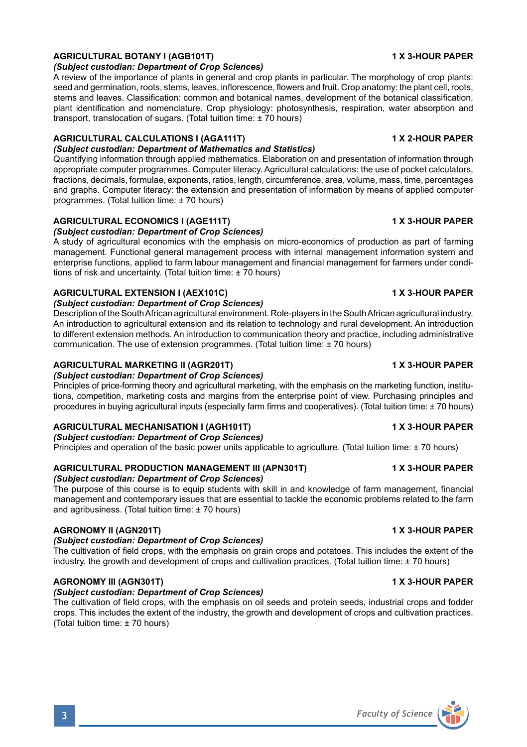**AGRICULTURAL BOTANY I (AGB101T)** **1 X 3-HOUR PAPER**

***(Subject custodian: Department of Crop Sciences)***

A review of the importance of plants in general and crop plants in particular. The morphology of crop plants: seed and germination, roots, stems, leaves, inflorescence, flowers and fruit. Crop anatomy: the plant cell, roots, stems and leaves. Classification: common and botanical names, development of the botanical classification, plant identification and nomenclature. Crop physiology: photosynthesis, respiration, water absorption and transport, translocation of sugars. (Total tuition time: ± 70 hours)

**AGRICULTURAL CALCULATIONS I (AGA111T)** **1 X 2-HOUR PAPER**

***(Subject custodian: Department of Mathematics and Statistics)***

Quantifying information through applied mathematics. Elaboration on and presentation of information through appropriate computer programmes. Computer literacy. Agricultural calculations: the use of pocket calculators, fractions, decimals, formulae, exponents, ratios, length, circumference, area, volume, mass, time, percentages and graphs. Computer literacy: the extension and presentation of information by means of applied computer programmes. (Total tuition time: ± 70 hours)

**AGRICULTURAL ECONOMICS I (AGE111T)** **1 X 3-HOUR PAPER**

***(Subject custodian: Department of Crop Sciences)***

A study of agricultural economics with the emphasis on micro-economics of production as part of farming management. Functional general management process with internal management information system and enterprise functions, applied to farm labour management and financial management for farmers under conditions of risk and uncertainty. (Total tuition time: ± 70 hours)

**AGRICULTURAL EXTENSION I (AEX101C)** **1 X 3-HOUR PAPER**

***(Subject custodian: Department of Crop Sciences)***

Description of the South African agricultural environment. Role-players in the South African agricultural industry. An introduction to agricultural extension and its relation to technology and rural development. An introduction to different extension methods. An introduction to communication theory and practice, including administrative communication. The use of extension programmes. (Total tuition time: ± 70 hours)

**AGRICULTURAL MARKETING II (AGR201T)** **1 X 3-HOUR PAPER**

***(Subject custodian: Department of Crop Sciences)***

Principles of price-forming theory and agricultural marketing, with the emphasis on the marketing function, institutions, competition, marketing costs and margins from the enterprise point of view. Purchasing principles and procedures in buying agricultural inputs (especially farm firms and cooperatives). (Total tuition time: ± 70 hours)

**AGRICULTURAL MECHANISATION I (AGH101T)** **1 X 3-HOUR PAPER**

***(Subject custodian: Department of Crop Sciences)***

Principles and operation of the basic power units applicable to agriculture. (Total tuition time: ± 70 hours)

**AGRICULTURAL PRODUCTION MANAGEMENT III (APN301T)** **1 X 3-HOUR PAPER**

***(Subject custodian: Department of Crop Sciences)***

The purpose of this course is to equip students with skill in and knowledge of farm management, financial management and contemporary issues that are essential to tackle the economic problems related to the farm and agribusiness. (Total tuition time: ± 70 hours)

**AGRONOMY II (AGN201T)** **1 X 3-HOUR PAPER**

***(Subject custodian: Department of Crop Sciences)***

The cultivation of field crops, with the emphasis on grain crops and potatoes. This includes the extent of the industry, the growth and development of crops and cultivation practices. (Total tuition time: ± 70 hours)

**AGRONOMY III (AGN301T)** **1 X 3-HOUR PAPER**

***(Subject custodian: Department of Crop Sciences)***

The cultivation of field crops, with the emphasis on oil seeds and protein seeds, industrial crops and fodder crops. This includes the extent of the industry, the growth and development of crops and cultivation practices. (Total tuition time: ± 70 hours)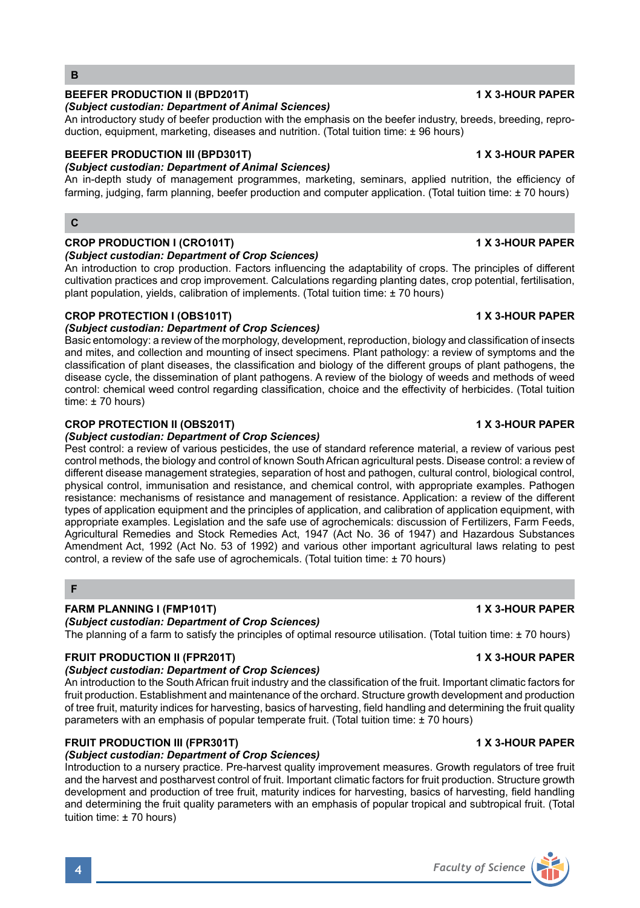## B

### BEEFER PRODUCTION II (BPD201T) — 1 X 3-HOUR PAPER

***(Subject custodian: Department of Animal Sciences)***

An introductory study of beefer production with the emphasis on the beefer industry, breeds, breeding, reproduction, equipment, marketing, diseases and nutrition. (Total tuition time: ± 96 hours)

### BEEFER PRODUCTION III (BPD301T) — 1 X 3-HOUR PAPER

***(Subject custodian: Department of Animal Sciences)***

An in-depth study of management programmes, marketing, seminars, applied nutrition, the efficiency of farming, judging, farm planning, beefer production and computer application. (Total tuition time: ± 70 hours)

## C

### CROP PRODUCTION I (CRO101T) — 1 X 3-HOUR PAPER

***(Subject custodian: Department of Crop Sciences)***

An introduction to crop production. Factors influencing the adaptability of crops. The principles of different cultivation practices and crop improvement. Calculations regarding planting dates, crop potential, fertilisation, plant population, yields, calibration of implements. (Total tuition time: ± 70 hours)

### CROP PROTECTION I (OBS101T) — 1 X 3-HOUR PAPER

***(Subject custodian: Department of Crop Sciences)***

Basic entomology: a review of the morphology, development, reproduction, biology and classification of insects and mites, and collection and mounting of insect specimens. Plant pathology: a review of symptoms and the classification of plant diseases, the classification and biology of the different groups of plant pathogens, the disease cycle, the dissemination of plant pathogens. A review of the biology of weeds and methods of weed control: chemical weed control regarding classification, choice and the effectivity of herbicides. (Total tuition time: ± 70 hours)

### CROP PROTECTION II (OBS201T) — 1 X 3-HOUR PAPER

***(Subject custodian: Department of Crop Sciences)***

Pest control: a review of various pesticides, the use of standard reference material, a review of various pest control methods, the biology and control of known South African agricultural pests. Disease control: a review of different disease management strategies, separation of host and pathogen, cultural control, biological control, physical control, immunisation and resistance, and chemical control, with appropriate examples. Pathogen resistance: mechanisms of resistance and management of resistance. Application: a review of the different types of application equipment and the principles of application, and calibration of application equipment, with appropriate examples. Legislation and the safe use of agrochemicals: discussion of Fertilizers, Farm Feeds, Agricultural Remedies and Stock Remedies Act, 1947 (Act No. 36 of 1947) and Hazardous Substances Amendment Act, 1992 (Act No. 53 of 1992) and various other important agricultural laws relating to pest control, a review of the safe use of agrochemicals. (Total tuition time: ± 70 hours)

## F

### FARM PLANNING I (FMP101T) — 1 X 3-HOUR PAPER

***(Subject custodian: Department of Crop Sciences)***

The planning of a farm to satisfy the principles of optimal resource utilisation. (Total tuition time: ± 70 hours)

### FRUIT PRODUCTION II (FPR201T) — 1 X 3-HOUR PAPER

***(Subject custodian: Department of Crop Sciences)***

An introduction to the South African fruit industry and the classification of the fruit. Important climatic factors for fruit production. Establishment and maintenance of the orchard. Structure growth development and production of tree fruit, maturity indices for harvesting, basics of harvesting, field handling and determining the fruit quality parameters with an emphasis of popular temperate fruit. (Total tuition time: ± 70 hours)

### FRUIT PRODUCTION III (FPR301T) — 1 X 3-HOUR PAPER

***(Subject custodian: Department of Crop Sciences)***

Introduction to a nursery practice. Pre-harvest quality improvement measures. Growth regulators of tree fruit and the harvest and postharvest control of fruit. Important climatic factors for fruit production. Structure growth development and production of tree fruit, maturity indices for harvesting, basics of harvesting, field handling and determining the fruit quality parameters with an emphasis of popular tropical and subtropical fruit. (Total tuition time: ± 70 hours)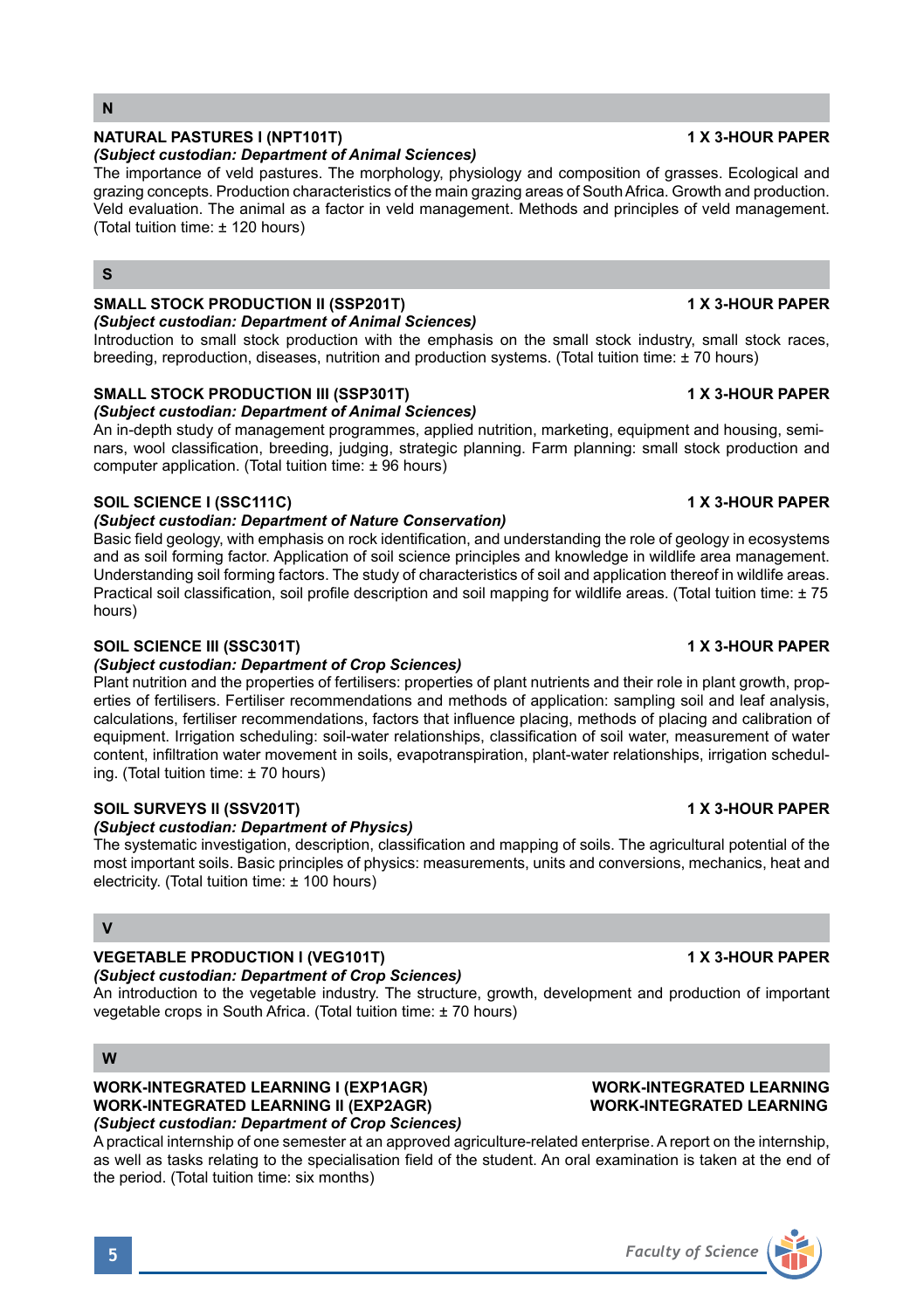## N

### NATURAL PASTURES I (NPT101T) — 1 X 3-HOUR PAPER

*(Subject custodian: Department of Animal Sciences)*

The importance of veld pastures. The morphology, physiology and composition of grasses. Ecological and grazing concepts. Production characteristics of the main grazing areas of South Africa. Growth and production. Veld evaluation. The animal as a factor in veld management. Methods and principles of veld management. (Total tuition time: ± 120 hours)

## S

### SMALL STOCK PRODUCTION II (SSP201T) — 1 X 3-HOUR PAPER

*(Subject custodian: Department of Animal Sciences)*

Introduction to small stock production with the emphasis on the small stock industry, small stock races, breeding, reproduction, diseases, nutrition and production systems. (Total tuition time: ± 70 hours)

### SMALL STOCK PRODUCTION III (SSP301T) — 1 X 3-HOUR PAPER

*(Subject custodian: Department of Animal Sciences)*

An in-depth study of management programmes, applied nutrition, marketing, equipment and housing, seminars, wool classification, breeding, judging, strategic planning. Farm planning: small stock production and computer application. (Total tuition time: ± 96 hours)

### SOIL SCIENCE I (SSC111C) — 1 X 3-HOUR PAPER

*(Subject custodian: Department of Nature Conservation)*

Basic field geology, with emphasis on rock identification, and understanding the role of geology in ecosystems and as soil forming factor. Application of soil science principles and knowledge in wildlife area management. Understanding soil forming factors. The study of characteristics of soil and application thereof in wildlife areas. Practical soil classification, soil profile description and soil mapping for wildlife areas. (Total tuition time: ± 75 hours)

### SOIL SCIENCE III (SSC301T) — 1 X 3-HOUR PAPER

*(Subject custodian: Department of Crop Sciences)*

Plant nutrition and the properties of fertilisers: properties of plant nutrients and their role in plant growth, properties of fertilisers. Fertiliser recommendations and methods of application: sampling soil and leaf analysis, calculations, fertiliser recommendations, factors that influence placing, methods of placing and calibration of equipment. Irrigation scheduling: soil-water relationships, classification of soil water, measurement of water content, infiltration water movement in soils, evapotranspiration, plant-water relationships, irrigation scheduling. (Total tuition time: ± 70 hours)

### SOIL SURVEYS II (SSV201T) — 1 X 3-HOUR PAPER

*(Subject custodian: Department of Physics)*

The systematic investigation, description, classification and mapping of soils. The agricultural potential of the most important soils. Basic principles of physics: measurements, units and conversions, mechanics, heat and electricity. (Total tuition time: ± 100 hours)

## V

### VEGETABLE PRODUCTION I (VEG101T) — 1 X 3-HOUR PAPER

*(Subject custodian: Department of Crop Sciences)*

An introduction to the vegetable industry. The structure, growth, development and production of important vegetable crops in South Africa. (Total tuition time: ± 70 hours)

## W

### WORK-INTEGRATED LEARNING I (EXP1AGR) — WORK-INTEGRATED LEARNING
### WORK-INTEGRATED LEARNING II (EXP2AGR) — WORK-INTEGRATED LEARNING

*(Subject custodian: Department of Crop Sciences)*

A practical internship of one semester at an approved agriculture-related enterprise. A report on the internship, as well as tasks relating to the specialisation field of the student. An oral examination is taken at the end of the period. (Total tuition time: six months)